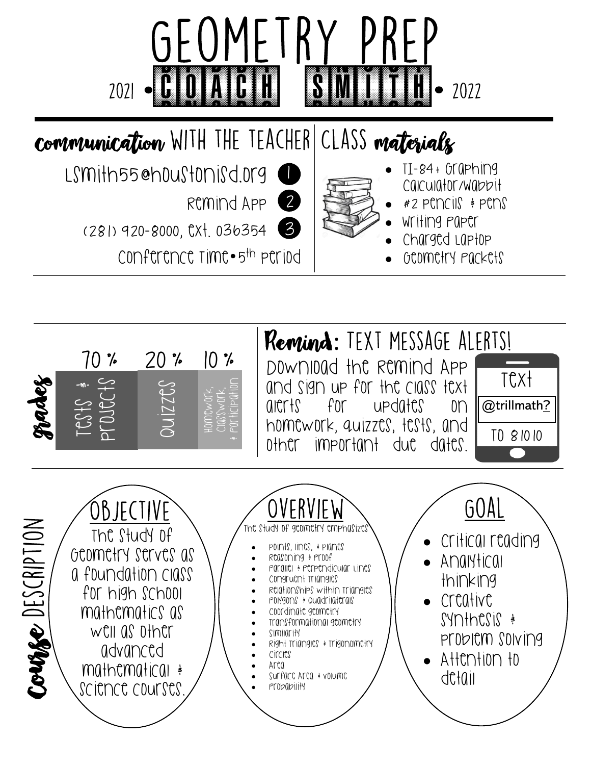# GEOMETRY PREP

## 2021 • COACH SMITH • 2022

## Communication WITH THE TEACHER

1. LSmith55@houstonisd.org
2. Remind App
3. (281) 920-8000, ext. 036354

Conference Time • 5th period

## CLASS materials

- TI-84+ Graphing Calculator/Wabbit
- #2 pencils & pens
- Writing paper
- Charged laptop
- Geometry packets

## Grades

| 70 % | 20 % | 10 % |
| --- | --- | --- |
| Tests & Projects | Quizzes | Homework, Classwork, & Participation |

## Remind: TEXT MESSAGE ALERTS!

Download the Remind App and sign up for the class text alerts for updates on homework, quizzes, tests, and other important due dates.

Text **@trillmath?** TO 81010

## Course DESCRIPTION

### OBJECTIVE

The study of Geometry serves as a foundation class for high school mathematics as well as other advanced mathematical & science courses.

### OVERVIEW

The study of geometry emphasizes

- Points, lines, & planes
- Reasoning & proof
- Parallel & perpendicular lines
- Congruent triangles
- Relationships within triangles
- Polygons & quadrilaterals
- Coordinate geometry
- Transformational geometry
- Similarity
- Right triangles & trigonometry
- Circles
- Area
- Surface area & volume
- Probability

### GOAL

- Critical reading
- Analytical thinking
- Creative synthesis & problem solving
- Attention to detail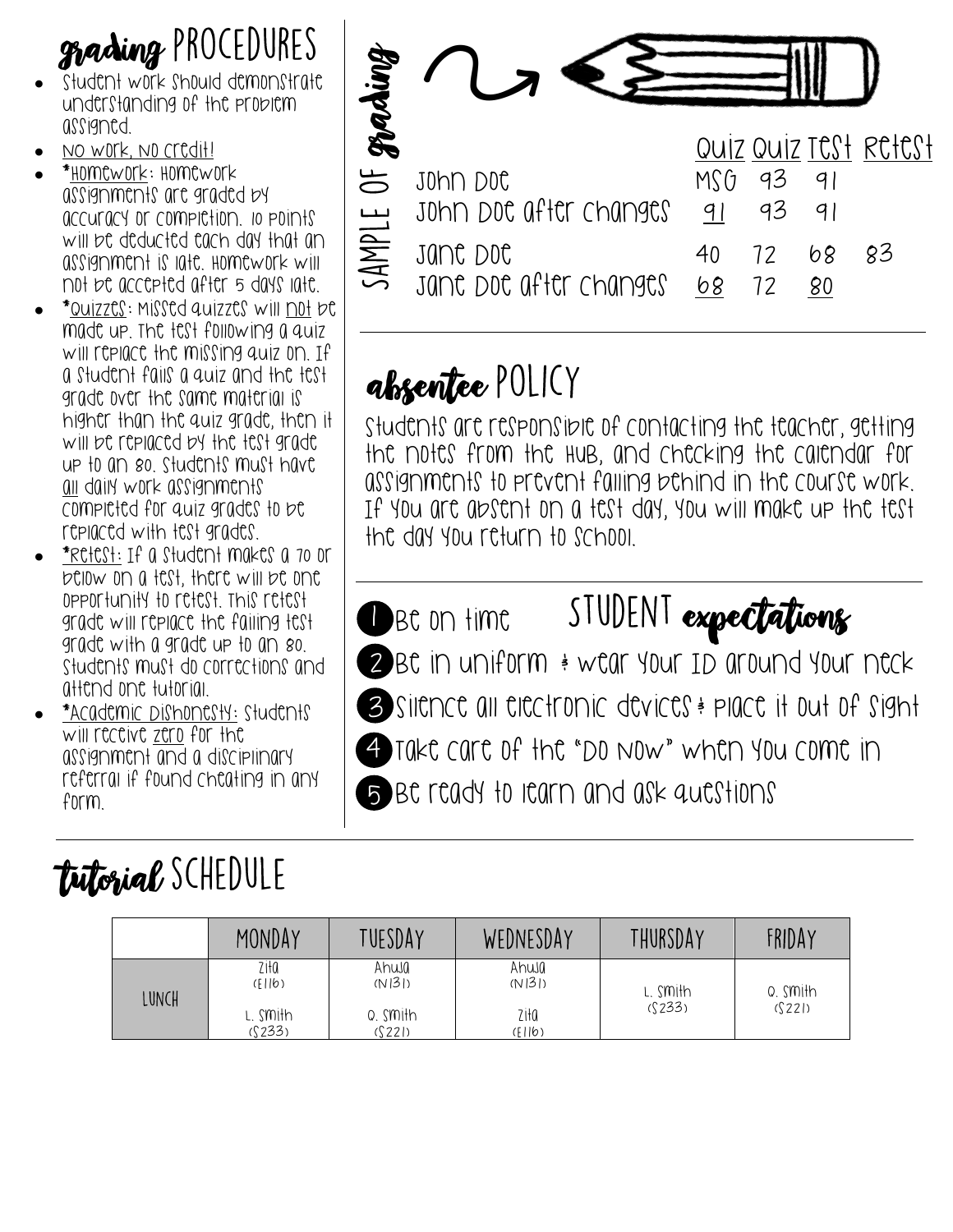## grading PROCEDURES

- Student work should demonstrate understanding of the problem assigned.
- No work, no credit!
- *Homework: Homework assignments are graded by accuracy or completion. 10 points will be deducted each day that an assignment is late. Homework will not be accepted after 5 days late.
- *Quizzes: Missed quizzes will not be made up. The test following a quiz will replace the missing quiz on. If a student fails a quiz and the test grade over the same material is higher than the quiz grade, then it will be replaced by the test grade up to an 80. Students must have all daily work assignments completed for quiz grades to be replaced with test grades.
- *Retest: If a student makes a 70 or below on a test, there will be one opportunity to retest. This retest grade will replace the failing test grade with a grade up to an 80. Students must do corrections and attend one tutorial.
- *Academic Dishonesty: Students will receive zero for the assignment and a disciplinary referral if found cheating in any form.

## SAMPLE OF grading

| | Quiz | Quiz | Test | Retest |
|---|---|---|---|---|
| John Doe | MSG | 93 | 91 | |
| John Doe after changes | 91 | 93 | 91 | |
| Jane Doe | 40 | 72 | 68 | 83 |
| Jane Doe after changes | 68 | 72 | 80 | |

## absentee POLICY

Students are responsible of contacting the teacher, getting the notes from the HUB, and checking the calendar for assignments to prevent falling behind in the course work. If you are absent on a test day, you will make up the test the day you return to school.

## STUDENT expectations

1. Be on time
2. Be in uniform & wear your ID around your neck
3. Silence all electronic devices & place it out of sight
4. Take care of the "Do Now" when you come in
5. Be ready to learn and ask questions

## tutorial SCHEDULE

| | MONDAY | TUESDAY | WEDNESDAY | THURSDAY | FRIDAY |
|---|---|---|---|---|---|
| LUNCH | Zita (E116)<br>L. Smith (S233) | Ahuja (N131)<br>O. Smith (S221) | Ahuja (N131)<br>Zita (E116) | L. Smith (S233) | O. Smith (S221) |